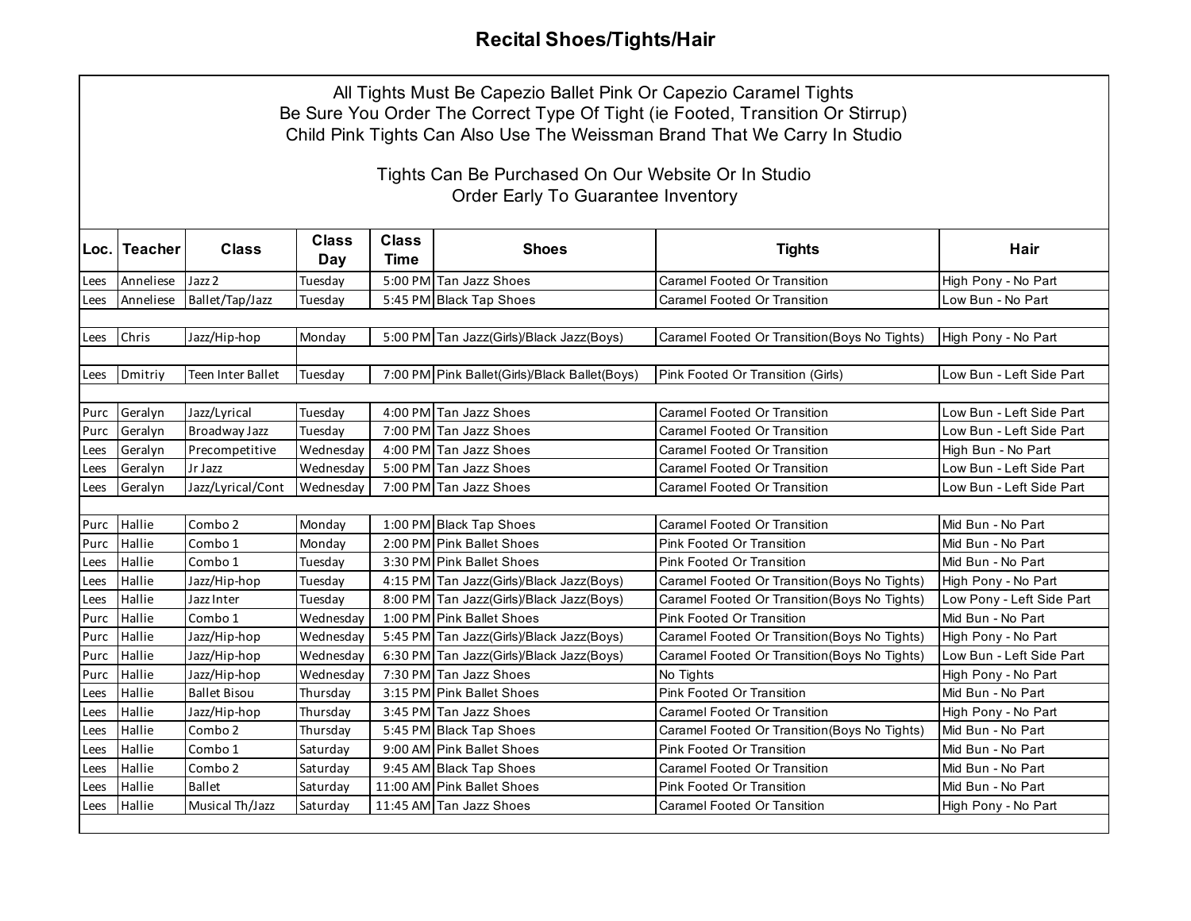# Recital Shoes/Tights/Hair

All Tights Must Be Capezio Ballet Pink Or Capezio Caramel Tights
Be Sure You Order The Correct Type Of Tight (ie Footed, Transition Or Stirrup)
Child Pink Tights Can Also Use The Weissman Brand That We Carry In Studio

Tights Can Be Purchased On Our Website Or In Studio
Order Early To Guarantee Inventory

| Loc. | Teacher | Class | Class Day | Class Time | Shoes | Tights | Hair |
|---|---|---|---|---|---|---|---|
| Lees | Anneliese | Jazz 2 | Tuesday | 5:00 PM | Tan Jazz Shoes | Caramel Footed Or Transition | High Pony - No Part |
| Lees | Anneliese | Ballet/Tap/Jazz | Tuesday | 5:45 PM | Black Tap Shoes | Caramel Footed Or Transition | Low Bun - No Part |
| | | | | | | | |
| Lees | Chris | Jazz/Hip-hop | Monday | 5:00 PM | Tan Jazz(Girls)/Black Jazz(Boys) | Caramel Footed Or Transition(Boys No Tights) | High Pony - No Part |
| | | | | | | | |
| Lees | Dmitriy | Teen Inter Ballet | Tuesday | 7:00 PM | Pink Ballet(Girls)/Black Ballet(Boys) | Pink Footed Or Transition (Girls) | Low Bun - Left Side Part |
| | | | | | | | |
| Purc | Geralyn | Jazz/Lyrical | Tuesday | 4:00 PM | Tan Jazz Shoes | Caramel Footed Or Transition | Low Bun - Left Side Part |
| Purc | Geralyn | Broadway Jazz | Tuesday | 7:00 PM | Tan Jazz Shoes | Caramel Footed Or Transition | Low Bun - Left Side Part |
| Lees | Geralyn | Precompetitive | Wednesday | 4:00 PM | Tan Jazz Shoes | Caramel Footed Or Transition | High Bun - No Part |
| Lees | Geralyn | Jr Jazz | Wednesday | 5:00 PM | Tan Jazz Shoes | Caramel Footed Or Transition | Low Bun - Left Side Part |
| Lees | Geralyn | Jazz/Lyrical/Cont | Wednesday | 7:00 PM | Tan Jazz Shoes | Caramel Footed Or Transition | Low Bun - Left Side Part |
| | | | | | | | |
| Purc | Hallie | Combo 2 | Monday | 1:00 PM | Black Tap Shoes | Caramel Footed Or Transition | Mid Bun - No Part |
| Purc | Hallie | Combo 1 | Monday | 2:00 PM | Pink Ballet Shoes | Pink Footed Or Transition | Mid Bun - No Part |
| Lees | Hallie | Combo 1 | Tuesday | 3:30 PM | Pink Ballet Shoes | Pink Footed Or Transition | Mid Bun - No Part |
| Lees | Hallie | Jazz/Hip-hop | Tuesday | 4:15 PM | Tan Jazz(Girls)/Black Jazz(Boys) | Caramel Footed Or Transition(Boys No Tights) | High Pony - No Part |
| Lees | Hallie | Jazz Inter | Tuesday | 8:00 PM | Tan Jazz(Girls)/Black Jazz(Boys) | Caramel Footed Or Transition(Boys No Tights) | Low Pony - Left Side Part |
| Purc | Hallie | Combo 1 | Wednesday | 1:00 PM | Pink Ballet Shoes | Pink Footed Or Transition | Mid Bun - No Part |
| Purc | Hallie | Jazz/Hip-hop | Wednesday | 5:45 PM | Tan Jazz(Girls)/Black Jazz(Boys) | Caramel Footed Or Transition(Boys No Tights) | High Pony - No Part |
| Purc | Hallie | Jazz/Hip-hop | Wednesday | 6:30 PM | Tan Jazz(Girls)/Black Jazz(Boys) | Caramel Footed Or Transition(Boys No Tights) | Low Bun - Left Side Part |
| Purc | Hallie | Jazz/Hip-hop | Wednesday | 7:30 PM | Tan Jazz Shoes | No Tights | High Pony - No Part |
| Lees | Hallie | Ballet Bisou | Thursday | 3:15 PM | Pink Ballet Shoes | Pink Footed Or Transition | Mid Bun - No Part |
| Lees | Hallie | Jazz/Hip-hop | Thursday | 3:45 PM | Tan Jazz Shoes | Caramel Footed Or Transition | High Pony - No Part |
| Lees | Hallie | Combo 2 | Thursday | 5:45 PM | Black Tap Shoes | Caramel Footed Or Transition(Boys No Tights) | Mid Bun - No Part |
| Lees | Hallie | Combo 1 | Saturday | 9:00 AM | Pink Ballet Shoes | Pink Footed Or Transition | Mid Bun - No Part |
| Lees | Hallie | Combo 2 | Saturday | 9:45 AM | Black Tap Shoes | Caramel Footed Or Transition | Mid Bun - No Part |
| Lees | Hallie | Ballet | Saturday | 11:00 AM | Pink Ballet Shoes | Pink Footed Or Transition | Mid Bun - No Part |
| Lees | Hallie | Musical Th/Jazz | Saturday | 11:45 AM | Tan Jazz Shoes | Caramel Footed Or Tansition | High Pony - No Part |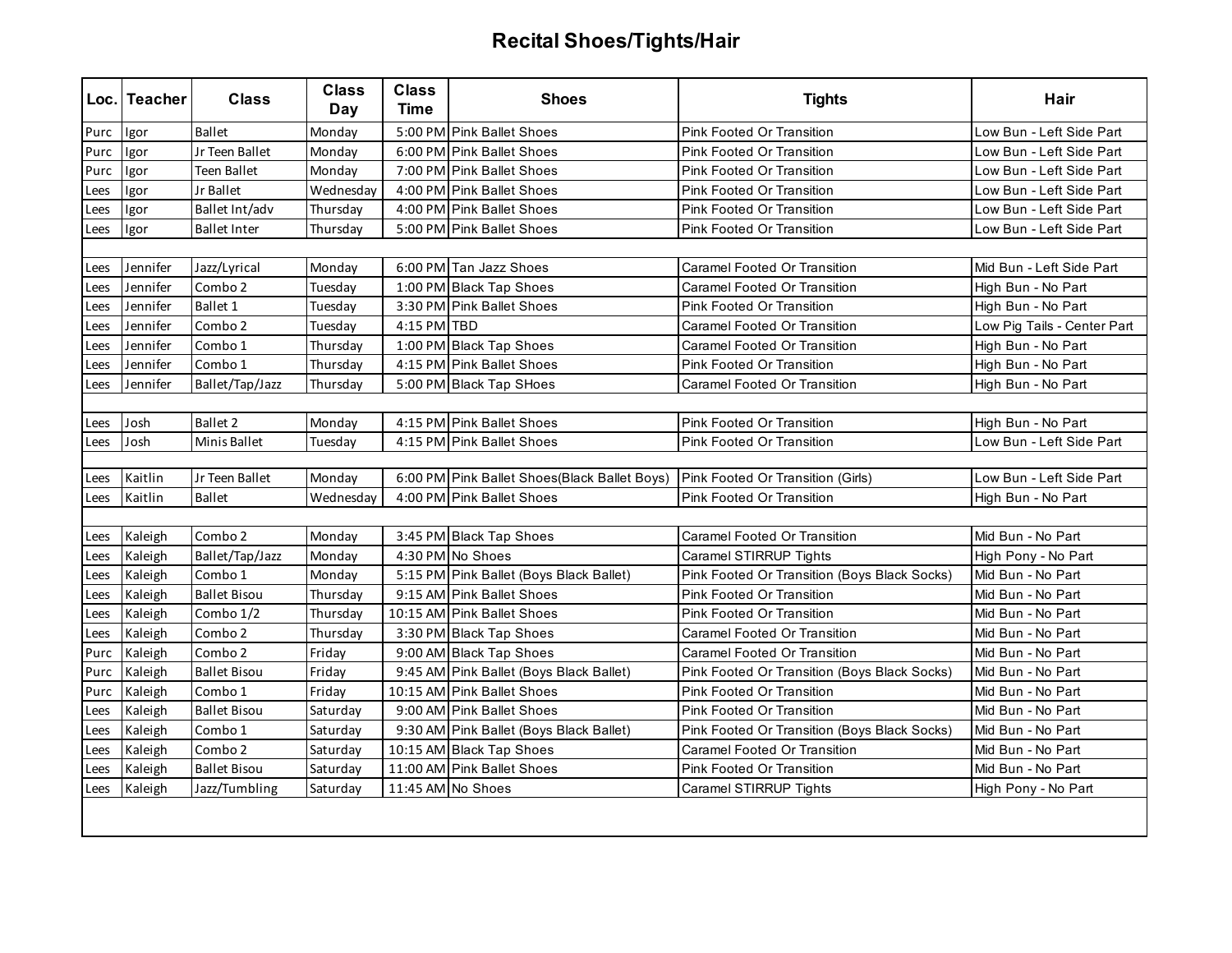# Recital Shoes/Tights/Hair

| Loc. | Teacher | Class | Class Day | Class Time | Shoes | Tights | Hair |
|---|---|---|---|---|---|---|---|
| Purc | Igor | Ballet | Monday | 5:00 PM | Pink Ballet Shoes | Pink Footed Or Transition | Low Bun - Left Side Part |
| Purc | Igor | Jr Teen Ballet | Monday | 6:00 PM | Pink Ballet Shoes | Pink Footed Or Transition | Low Bun - Left Side Part |
| Purc | Igor | Teen Ballet | Monday | 7:00 PM | Pink Ballet Shoes | Pink Footed Or Transition | Low Bun - Left Side Part |
| Lees | Igor | Jr Ballet | Wednesday | 4:00 PM | Pink Ballet Shoes | Pink Footed Or Transition | Low Bun - Left Side Part |
| Lees | Igor | Ballet Int/adv | Thursday | 4:00 PM | Pink Ballet Shoes | Pink Footed Or Transition | Low Bun - Left Side Part |
| Lees | Igor | Ballet Inter | Thursday | 5:00 PM | Pink Ballet Shoes | Pink Footed Or Transition | Low Bun - Left Side Part |
| | | | | | | | |
| Lees | Jennifer | Jazz/Lyrical | Monday | 6:00 PM | Tan Jazz Shoes | Caramel Footed Or Transition | Mid Bun - Left Side Part |
| Lees | Jennifer | Combo 2 | Tuesday | 1:00 PM | Black Tap Shoes | Caramel Footed Or Transition | High Bun - No Part |
| Lees | Jennifer | Ballet 1 | Tuesday | 3:30 PM | Pink Ballet Shoes | Pink Footed Or Transition | High Bun - No Part |
| Lees | Jennifer | Combo 2 | Tuesday | 4:15 PM | TBD | Caramel Footed Or Transition | Low Pig Tails - Center Part |
| Lees | Jennifer | Combo 1 | Thursday | 1:00 PM | Black Tap Shoes | Caramel Footed Or Transition | High Bun - No Part |
| Lees | Jennifer | Combo 1 | Thursday | 4:15 PM | Pink Ballet Shoes | Pink Footed Or Transition | High Bun - No Part |
| Lees | Jennifer | Ballet/Tap/Jazz | Thursday | 5:00 PM | Black Tap SHoes | Caramel Footed Or Transition | High Bun - No Part |
| | | | | | | | |
| Lees | Josh | Ballet 2 | Monday | 4:15 PM | Pink Ballet Shoes | Pink Footed Or Transition | High Bun - No Part |
| Lees | Josh | Minis Ballet | Tuesday | 4:15 PM | Pink Ballet Shoes | Pink Footed Or Transition | Low Bun - Left Side Part |
| | | | | | | | |
| Lees | Kaitlin | Jr Teen Ballet | Monday | 6:00 PM | Pink Ballet Shoes(Black Ballet Boys) | Pink Footed Or Transition (Girls) | Low Bun - Left Side Part |
| Lees | Kaitlin | Ballet | Wednesday | 4:00 PM | Pink Ballet Shoes | Pink Footed Or Transition | High Bun - No Part |
| | | | | | | | |
| Lees | Kaleigh | Combo 2 | Monday | 3:45 PM | Black Tap Shoes | Caramel Footed Or Transition | Mid Bun - No Part |
| Lees | Kaleigh | Ballet/Tap/Jazz | Monday | 4:30 PM | No Shoes | Caramel STIRRUP Tights | High Pony - No Part |
| Lees | Kaleigh | Combo 1 | Monday | 5:15 PM | Pink Ballet (Boys Black Ballet) | Pink Footed Or Transition (Boys Black Socks) | Mid Bun - No Part |
| Lees | Kaleigh | Ballet Bisou | Thursday | 9:15 AM | Pink Ballet Shoes | Pink Footed Or Transition | Mid Bun - No Part |
| Lees | Kaleigh | Combo 1/2 | Thursday | 10:15 AM | Pink Ballet Shoes | Pink Footed Or Transition | Mid Bun - No Part |
| Lees | Kaleigh | Combo 2 | Thursday | 3:30 PM | Black Tap Shoes | Caramel Footed Or Transition | Mid Bun - No Part |
| Purc | Kaleigh | Combo 2 | Friday | 9:00 AM | Black Tap Shoes | Caramel Footed Or Transition | Mid Bun - No Part |
| Purc | Kaleigh | Ballet Bisou | Friday | 9:45 AM | Pink Ballet (Boys Black Ballet) | Pink Footed Or Transition (Boys Black Socks) | Mid Bun - No Part |
| Purc | Kaleigh | Combo 1 | Friday | 10:15 AM | Pink Ballet Shoes | Pink Footed Or Transition | Mid Bun - No Part |
| Lees | Kaleigh | Ballet Bisou | Saturday | 9:00 AM | Pink Ballet Shoes | Pink Footed Or Transition | Mid Bun - No Part |
| Lees | Kaleigh | Combo 1 | Saturday | 9:30 AM | Pink Ballet (Boys Black Ballet) | Pink Footed Or Transition (Boys Black Socks) | Mid Bun - No Part |
| Lees | Kaleigh | Combo 2 | Saturday | 10:15 AM | Black Tap Shoes | Caramel Footed Or Transition | Mid Bun - No Part |
| Lees | Kaleigh | Ballet Bisou | Saturday | 11:00 AM | Pink Ballet Shoes | Pink Footed Or Transition | Mid Bun - No Part |
| Lees | Kaleigh | Jazz/Tumbling | Saturday | 11:45 AM | No Shoes | Caramel STIRRUP Tights | High Pony - No Part |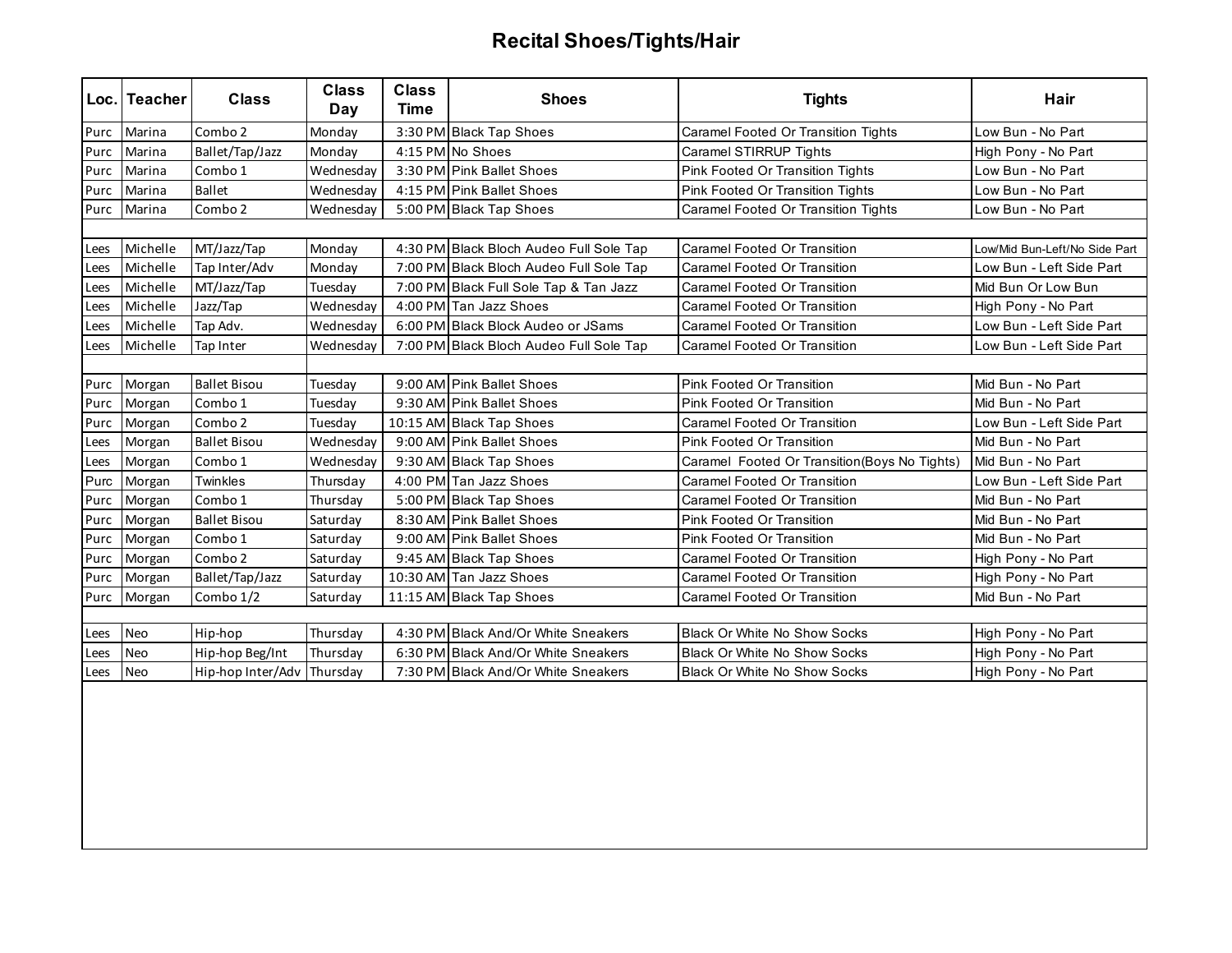# Recital Shoes/Tights/Hair

| Loc. | Teacher | Class | Class Day | Class Time | Shoes | Tights | Hair |
|---|---|---|---|---|---|---|---|
| Purc | Marina | Combo 2 | Monday | 3:30 PM | Black Tap Shoes | Caramel Footed Or Transition Tights | Low Bun - No Part |
| Purc | Marina | Ballet/Tap/Jazz | Monday | 4:15 PM | No Shoes | Caramel STIRRUP Tights | High Pony - No Part |
| Purc | Marina | Combo 1 | Wednesday | 3:30 PM | Pink Ballet Shoes | Pink Footed Or Transition Tights | Low Bun - No Part |
| Purc | Marina | Ballet | Wednesday | 4:15 PM | Pink Ballet Shoes | Pink Footed Or Transition Tights | Low Bun - No Part |
| Purc | Marina | Combo 2 | Wednesday | 5:00 PM | Black Tap Shoes | Caramel Footed Or Transition Tights | Low Bun - No Part |
| | | | | | | | |
| Lees | Michelle | MT/Jazz/Tap | Monday | 4:30 PM | Black Bloch Audeo Full Sole Tap | Caramel Footed Or Transition | Low/Mid Bun-Left/No Side Part |
| Lees | Michelle | Tap Inter/Adv | Monday | 7:00 PM | Black Bloch Audeo Full Sole Tap | Caramel Footed Or Transition | Low Bun - Left Side Part |
| Lees | Michelle | MT/Jazz/Tap | Tuesday | 7:00 PM | Black Full Sole Tap & Tan Jazz | Caramel Footed Or Transition | Mid Bun Or Low Bun |
| Lees | Michelle | Jazz/Tap | Wednesday | 4:00 PM | Tan Jazz Shoes | Caramel Footed Or Transition | High Pony - No Part |
| Lees | Michelle | Tap Adv. | Wednesday | 6:00 PM | Black Block Audeo or JSams | Caramel Footed Or Transition | Low Bun - Left Side Part |
| Lees | Michelle | Tap Inter | Wednesday | 7:00 PM | Black Bloch Audeo Full Sole Tap | Caramel Footed Or Transition | Low Bun - Left Side Part |
| | | | | | | | |
| Purc | Morgan | Ballet Bisou | Tuesday | 9:00 AM | Pink Ballet Shoes | Pink Footed Or Transition | Mid Bun - No Part |
| Purc | Morgan | Combo 1 | Tuesday | 9:30 AM | Pink Ballet Shoes | Pink Footed Or Transition | Mid Bun - No Part |
| Purc | Morgan | Combo 2 | Tuesday | 10:15 AM | Black Tap Shoes | Caramel Footed Or Transition | Low Bun - Left Side Part |
| Lees | Morgan | Ballet Bisou | Wednesday | 9:00 AM | Pink Ballet Shoes | Pink Footed Or Transition | Mid Bun - No Part |
| Lees | Morgan | Combo 1 | Wednesday | 9:30 AM | Black Tap Shoes | Caramel Footed Or Transition(Boys No Tights) | Mid Bun - No Part |
| Purc | Morgan | Twinkles | Thursday | 4:00 PM | Tan Jazz Shoes | Caramel Footed Or Transition | Low Bun - Left Side Part |
| Purc | Morgan | Combo 1 | Thursday | 5:00 PM | Black Tap Shoes | Caramel Footed Or Transition | Mid Bun - No Part |
| Purc | Morgan | Ballet Bisou | Saturday | 8:30 AM | Pink Ballet Shoes | Pink Footed Or Transition | Mid Bun - No Part |
| Purc | Morgan | Combo 1 | Saturday | 9:00 AM | Pink Ballet Shoes | Pink Footed Or Transition | Mid Bun - No Part |
| Purc | Morgan | Combo 2 | Saturday | 9:45 AM | Black Tap Shoes | Caramel Footed Or Transition | High Pony - No Part |
| Purc | Morgan | Ballet/Tap/Jazz | Saturday | 10:30 AM | Tan Jazz Shoes | Caramel Footed Or Transition | High Pony - No Part |
| Purc | Morgan | Combo 1/2 | Saturday | 11:15 AM | Black Tap Shoes | Caramel Footed Or Transition | Mid Bun - No Part |
| | | | | | | | |
| Lees | Neo | Hip-hop | Thursday | 4:30 PM | Black And/Or White Sneakers | Black Or White No Show Socks | High Pony - No Part |
| Lees | Neo | Hip-hop Beg/Int | Thursday | 6:30 PM | Black And/Or White Sneakers | Black Or White No Show Socks | High Pony - No Part |
| Lees | Neo | Hip-hop Inter/Adv | Thursday | 7:30 PM | Black And/Or White Sneakers | Black Or White No Show Socks | High Pony - No Part |